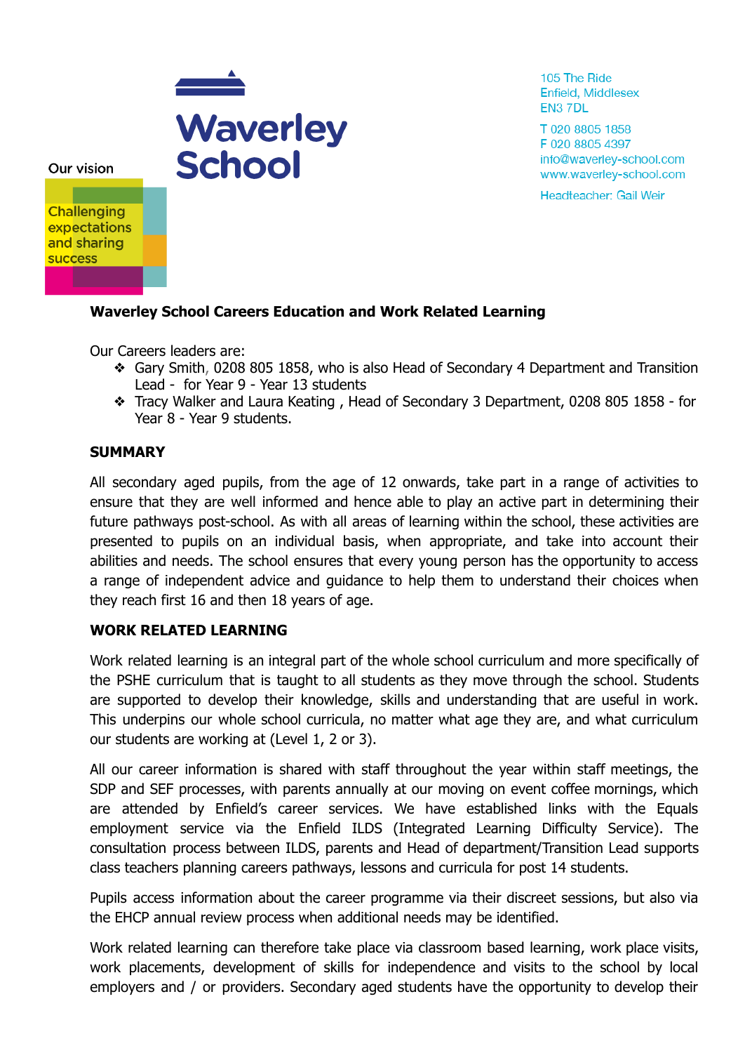Our vision

Challenging expectations and sharing success

# Waverley School

105 The Ride
Enfield, Middlesex
EN3 7DL

T 020 8805 1858
F 020 8805 4397
info@waverley-school.com
www.waverley-school.com

Headteacher: Gail Weir

**Waverley School Careers Education and Work Related Learning**

Our Careers leaders are:

- Gary Smith, 0208 805 1858, who is also Head of Secondary 4 Department and Transition Lead - for Year 9 - Year 13 students
- Tracy Walker and Laura Keating , Head of Secondary 3 Department, 0208 805 1858 - for Year 8 - Year 9 students.

## SUMMARY

All secondary aged pupils, from the age of 12 onwards, take part in a range of activities to ensure that they are well informed and hence able to play an active part in determining their future pathways post-school. As with all areas of learning within the school, these activities are presented to pupils on an individual basis, when appropriate, and take into account their abilities and needs. The school ensures that every young person has the opportunity to access a range of independent advice and guidance to help them to understand their choices when they reach first 16 and then 18 years of age.

## WORK RELATED LEARNING

Work related learning is an integral part of the whole school curriculum and more specifically of the PSHE curriculum that is taught to all students as they move through the school. Students are supported to develop their knowledge, skills and understanding that are useful in work. This underpins our whole school curricula, no matter what age they are, and what curriculum our students are working at (Level 1, 2 or 3).

All our career information is shared with staff throughout the year within staff meetings, the SDP and SEF processes, with parents annually at our moving on event coffee mornings, which are attended by Enfield's career services. We have established links with the Equals employment service via the Enfield ILDS (Integrated Learning Difficulty Service). The consultation process between ILDS, parents and Head of department/Transition Lead supports class teachers planning careers pathways, lessons and curricula for post 14 students.

Pupils access information about the career programme via their discreet sessions, but also via the EHCP annual review process when additional needs may be identified.

Work related learning can therefore take place via classroom based learning, work place visits, work placements, development of skills for independence and visits to the school by local employers and / or providers. Secondary aged students have the opportunity to develop their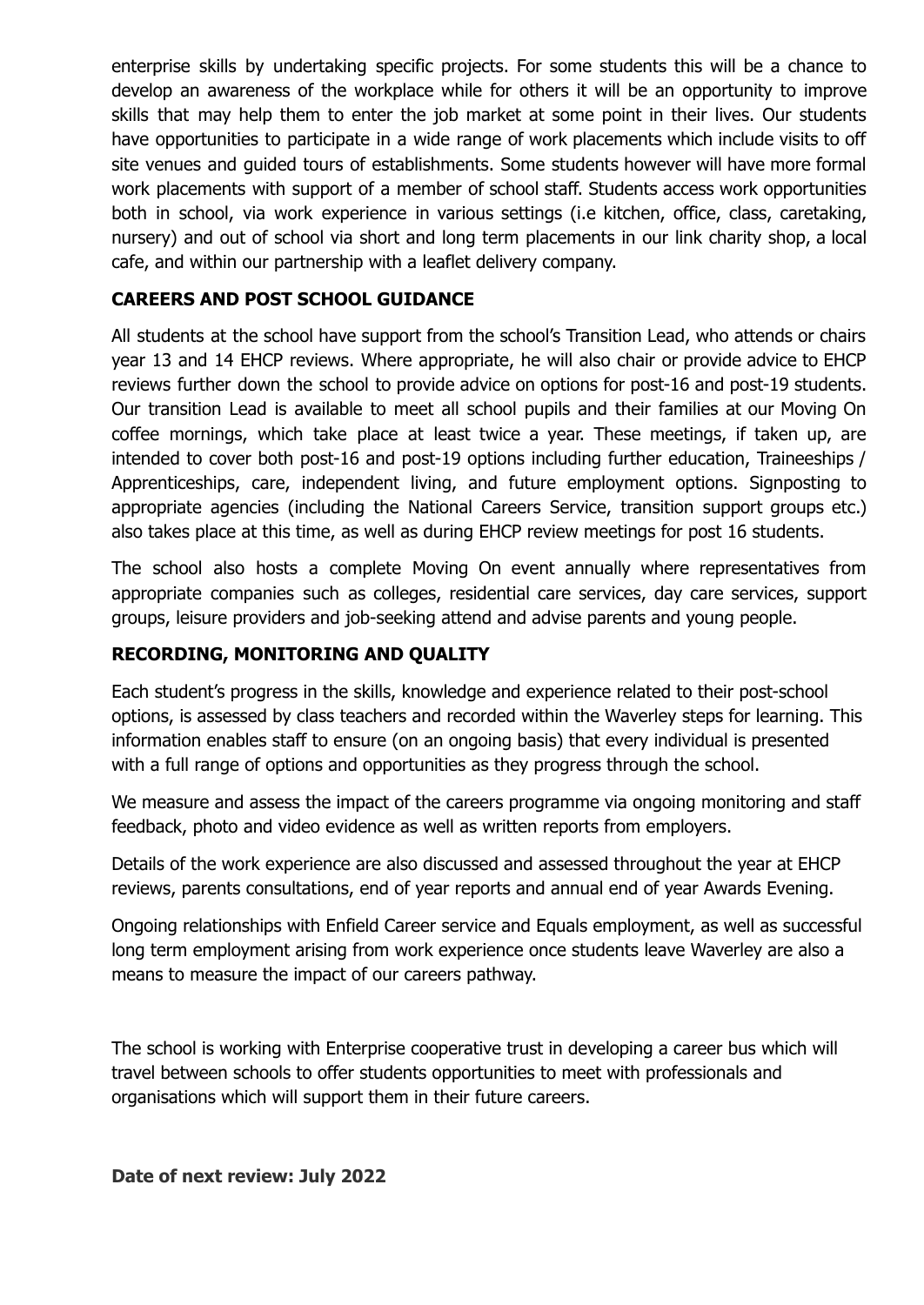enterprise skills by undertaking specific projects. For some students this will be a chance to develop an awareness of the workplace while for others it will be an opportunity to improve skills that may help them to enter the job market at some point in their lives. Our students have opportunities to participate in a wide range of work placements which include visits to off site venues and guided tours of establishments. Some students however will have more formal work placements with support of a member of school staff. Students access work opportunities both in school, via work experience in various settings (i.e kitchen, office, class, caretaking, nursery) and out of school via short and long term placements in our link charity shop, a local cafe, and within our partnership with a leaflet delivery company.

**CAREERS AND POST SCHOOL GUIDANCE**

All students at the school have support from the school's Transition Lead, who attends or chairs year 13 and 14 EHCP reviews. Where appropriate, he will also chair or provide advice to EHCP reviews further down the school to provide advice on options for post-16 and post-19 students. Our transition Lead is available to meet all school pupils and their families at our Moving On coffee mornings, which take place at least twice a year. These meetings, if taken up, are intended to cover both post-16 and post-19 options including further education, Traineeships / Apprenticeships, care, independent living, and future employment options. Signposting to appropriate agencies (including the National Careers Service, transition support groups etc.) also takes place at this time, as well as during EHCP review meetings for post 16 students.

The school also hosts a complete Moving On event annually where representatives from appropriate companies such as colleges, residential care services, day care services, support groups, leisure providers and job-seeking attend and advise parents and young people.

**RECORDING, MONITORING AND QUALITY**

Each student's progress in the skills, knowledge and experience related to their post-school options, is assessed by class teachers and recorded within the Waverley steps for learning. This information enables staff to ensure (on an ongoing basis) that every individual is presented with a full range of options and opportunities as they progress through the school.

We measure and assess the impact of the careers programme via ongoing monitoring and staff feedback, photo and video evidence as well as written reports from employers.

Details of the work experience are also discussed and assessed throughout the year at EHCP reviews, parents consultations, end of year reports and annual end of year Awards Evening.

Ongoing relationships with Enfield Career service and Equals employment, as well as successful long term employment arising from work experience once students leave Waverley are also a means to measure the impact of our careers pathway.

The school is working with Enterprise cooperative trust in developing a career bus which will travel between schools to offer students opportunities to meet with professionals and organisations which will support them in their future careers.

**Date of next review: July 2022**